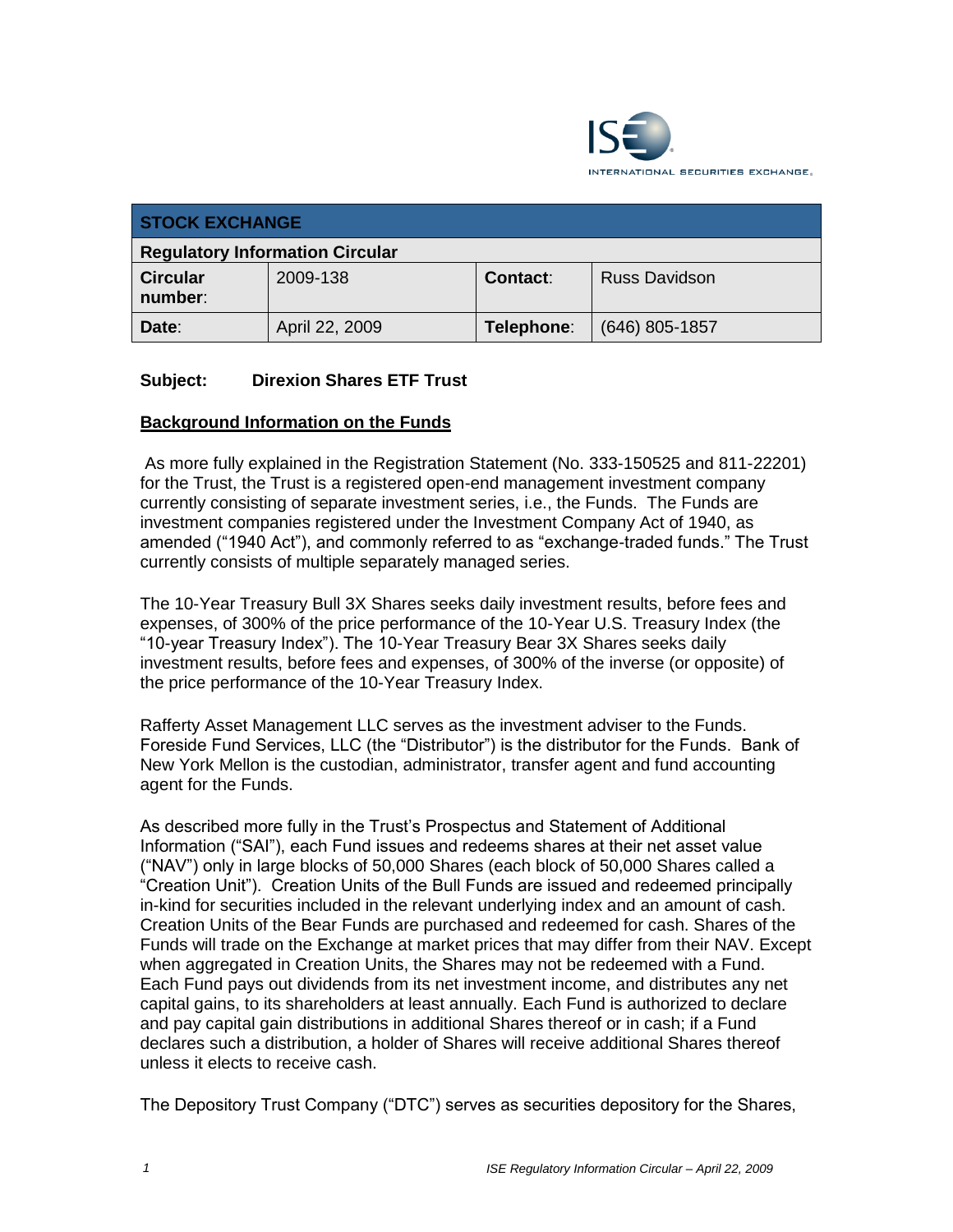ISE INTERNATIONAL SECURITIES EXCHANGE

| STOCK EXCHANGE | | | |
|---|---|---|---|
| **Regulatory Information Circular** | | | |
| **Circular number:** | 2009-138 | **Contact:** | Russ Davidson |
| **Date:** | April 22, 2009 | **Telephone:** | (646) 805-1857 |

**Subject: Direxion Shares ETF Trust**

**Background Information on the Funds**

As more fully explained in the Registration Statement (No. 333-150525 and 811-22201) for the Trust, the Trust is a registered open-end management investment company currently consisting of separate investment series, i.e., the Funds. The Funds are investment companies registered under the Investment Company Act of 1940, as amended ("1940 Act"), and commonly referred to as "exchange-traded funds." The Trust currently consists of multiple separately managed series.

The 10-Year Treasury Bull 3X Shares seeks daily investment results, before fees and expenses, of 300% of the price performance of the 10-Year U.S. Treasury Index (the "10-year Treasury Index"). The 10-Year Treasury Bear 3X Shares seeks daily investment results, before fees and expenses, of 300% of the inverse (or opposite) of the price performance of the 10-Year Treasury Index.

Rafferty Asset Management LLC serves as the investment adviser to the Funds. Foreside Fund Services, LLC (the "Distributor") is the distributor for the Funds. Bank of New York Mellon is the custodian, administrator, transfer agent and fund accounting agent for the Funds.

As described more fully in the Trust's Prospectus and Statement of Additional Information ("SAI"), each Fund issues and redeems shares at their net asset value ("NAV") only in large blocks of 50,000 Shares (each block of 50,000 Shares called a "Creation Unit"). Creation Units of the Bull Funds are issued and redeemed principally in-kind for securities included in the relevant underlying index and an amount of cash. Creation Units of the Bear Funds are purchased and redeemed for cash. Shares of the Funds will trade on the Exchange at market prices that may differ from their NAV. Except when aggregated in Creation Units, the Shares may not be redeemed with a Fund. Each Fund pays out dividends from its net investment income, and distributes any net capital gains, to its shareholders at least annually. Each Fund is authorized to declare and pay capital gain distributions in additional Shares thereof or in cash; if a Fund declares such a distribution, a holder of Shares will receive additional Shares thereof unless it elects to receive cash.

The Depository Trust Company ("DTC") serves as securities depository for the Shares,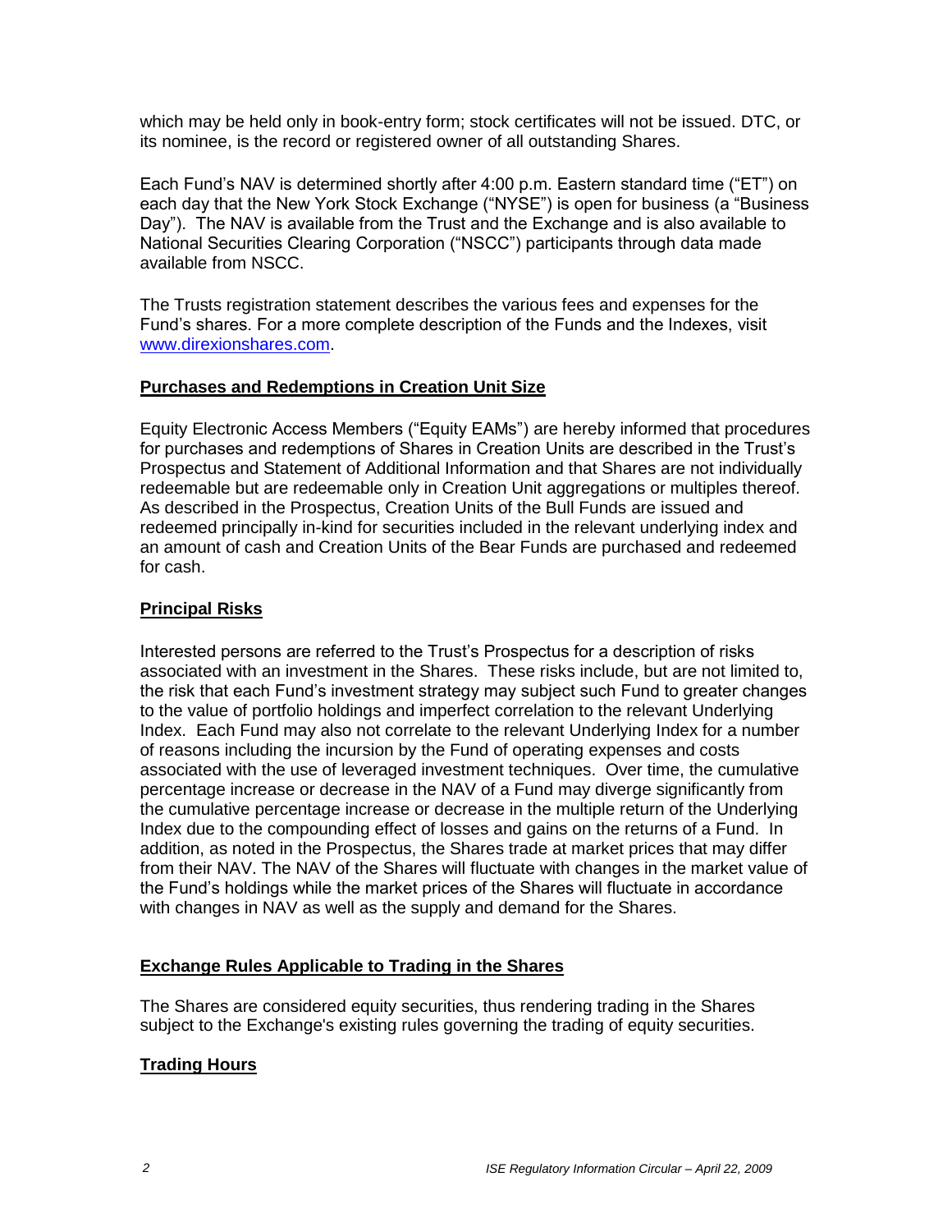which may be held only in book-entry form; stock certificates will not be issued. DTC, or its nominee, is the record or registered owner of all outstanding Shares.

Each Fund's NAV is determined shortly after 4:00 p.m. Eastern standard time ("ET") on each day that the New York Stock Exchange ("NYSE") is open for business (a "Business Day"). The NAV is available from the Trust and the Exchange and is also available to National Securities Clearing Corporation ("NSCC") participants through data made available from NSCC.

The Trusts registration statement describes the various fees and expenses for the Fund's shares. For a more complete description of the Funds and the Indexes, visit [www.direxionshares.com](http://www.direxionshares.com).

## Purchases and Redemptions in Creation Unit Size

Equity Electronic Access Members ("Equity EAMs") are hereby informed that procedures for purchases and redemptions of Shares in Creation Units are described in the Trust's Prospectus and Statement of Additional Information and that Shares are not individually redeemable but are redeemable only in Creation Unit aggregations or multiples thereof. As described in the Prospectus, Creation Units of the Bull Funds are issued and redeemed principally in-kind for securities included in the relevant underlying index and an amount of cash and Creation Units of the Bear Funds are purchased and redeemed for cash.

## Principal Risks

Interested persons are referred to the Trust's Prospectus for a description of risks associated with an investment in the Shares. These risks include, but are not limited to, the risk that each Fund's investment strategy may subject such Fund to greater changes to the value of portfolio holdings and imperfect correlation to the relevant Underlying Index. Each Fund may also not correlate to the relevant Underlying Index for a number of reasons including the incursion by the Fund of operating expenses and costs associated with the use of leveraged investment techniques. Over time, the cumulative percentage increase or decrease in the NAV of a Fund may diverge significantly from the cumulative percentage increase or decrease in the multiple return of the Underlying Index due to the compounding effect of losses and gains on the returns of a Fund. In addition, as noted in the Prospectus, the Shares trade at market prices that may differ from their NAV. The NAV of the Shares will fluctuate with changes in the market value of the Fund's holdings while the market prices of the Shares will fluctuate in accordance with changes in NAV as well as the supply and demand for the Shares.

## Exchange Rules Applicable to Trading in the Shares

The Shares are considered equity securities, thus rendering trading in the Shares subject to the Exchange's existing rules governing the trading of equity securities.

## Trading Hours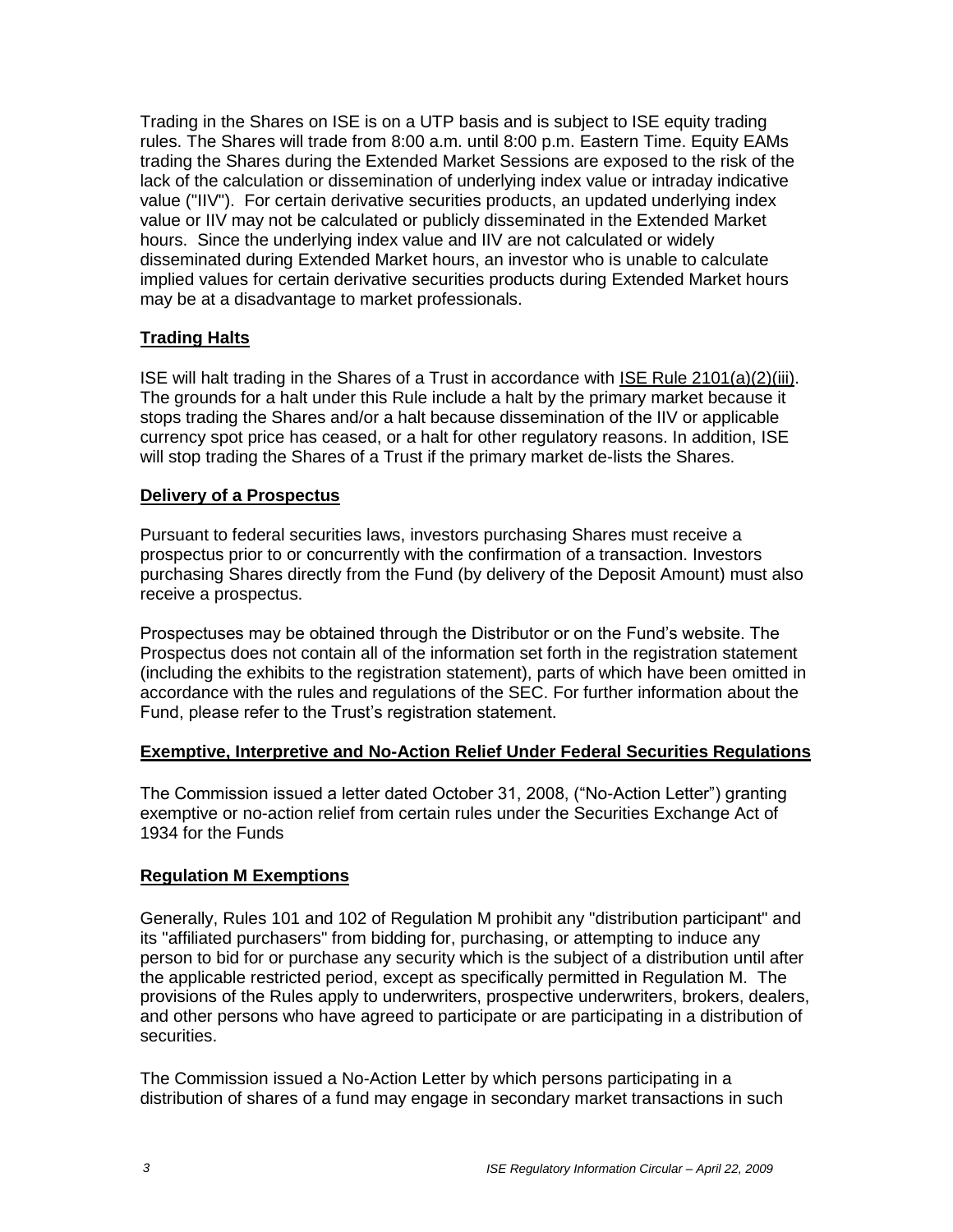Trading in the Shares on ISE is on a UTP basis and is subject to ISE equity trading rules. The Shares will trade from 8:00 a.m. until 8:00 p.m. Eastern Time. Equity EAMs trading the Shares during the Extended Market Sessions are exposed to the risk of the lack of the calculation or dissemination of underlying index value or intraday indicative value ("IIV"). For certain derivative securities products, an updated underlying index value or IIV may not be calculated or publicly disseminated in the Extended Market hours. Since the underlying index value and IIV are not calculated or widely disseminated during Extended Market hours, an investor who is unable to calculate implied values for certain derivative securities products during Extended Market hours may be at a disadvantage to market professionals.

**Trading Halts**

ISE will halt trading in the Shares of a Trust in accordance with ISE Rule 2101(a)(2)(iii). The grounds for a halt under this Rule include a halt by the primary market because it stops trading the Shares and/or a halt because dissemination of the IIV or applicable currency spot price has ceased, or a halt for other regulatory reasons. In addition, ISE will stop trading the Shares of a Trust if the primary market de-lists the Shares.

**Delivery of a Prospectus**

Pursuant to federal securities laws, investors purchasing Shares must receive a prospectus prior to or concurrently with the confirmation of a transaction. Investors purchasing Shares directly from the Fund (by delivery of the Deposit Amount) must also receive a prospectus.

Prospectuses may be obtained through the Distributor or on the Fund's website. The Prospectus does not contain all of the information set forth in the registration statement (including the exhibits to the registration statement), parts of which have been omitted in accordance with the rules and regulations of the SEC. For further information about the Fund, please refer to the Trust's registration statement.

**Exemptive, Interpretive and No-Action Relief Under Federal Securities Regulations**

The Commission issued a letter dated October 31, 2008, ("No-Action Letter") granting exemptive or no-action relief from certain rules under the Securities Exchange Act of 1934 for the Funds

**Regulation M Exemptions**

Generally, Rules 101 and 102 of Regulation M prohibit any "distribution participant" and its "affiliated purchasers" from bidding for, purchasing, or attempting to induce any person to bid for or purchase any security which is the subject of a distribution until after the applicable restricted period, except as specifically permitted in Regulation M. The provisions of the Rules apply to underwriters, prospective underwriters, brokers, dealers, and other persons who have agreed to participate or are participating in a distribution of securities.

The Commission issued a No-Action Letter by which persons participating in a distribution of shares of a fund may engage in secondary market transactions in such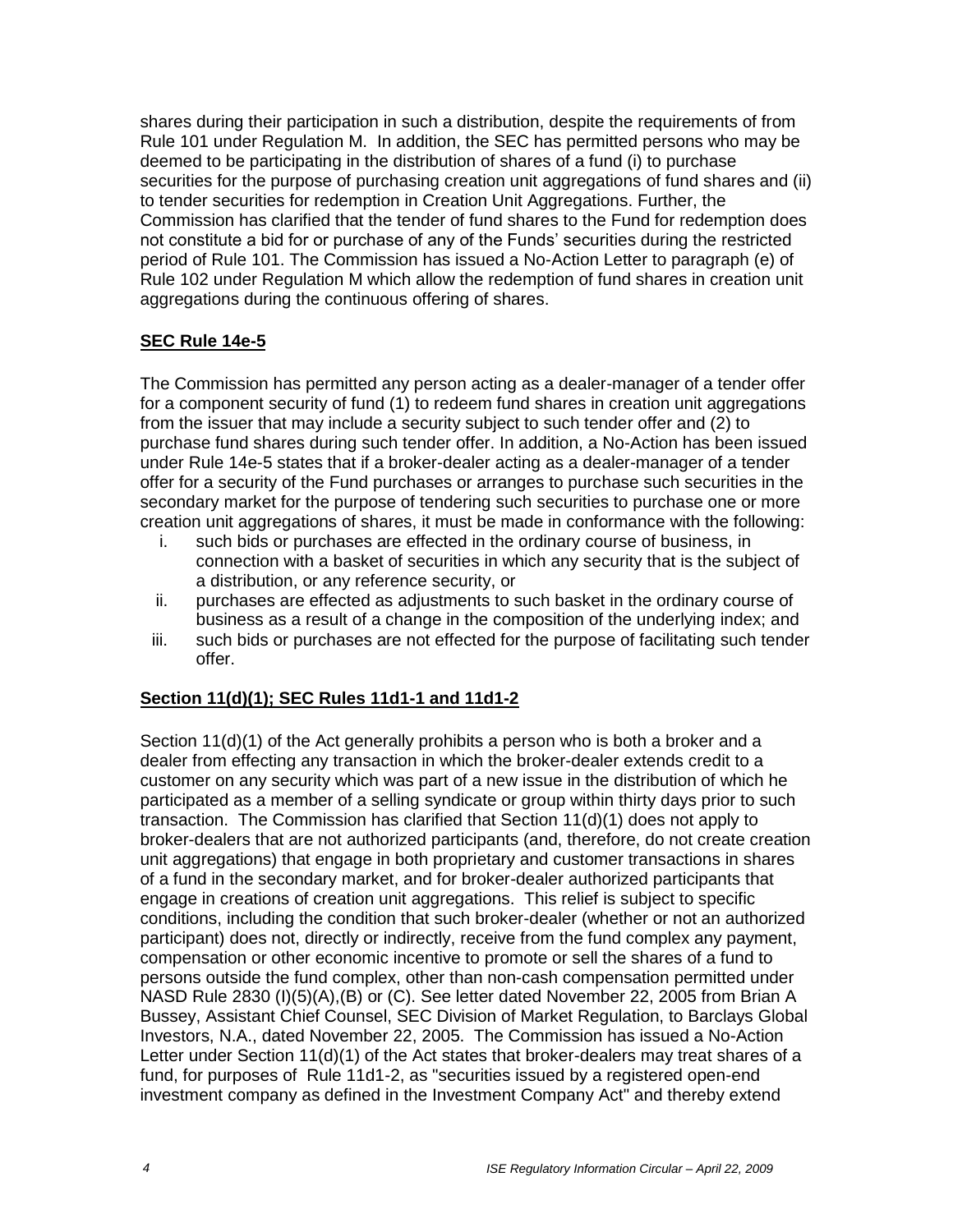shares during their participation in such a distribution, despite the requirements of from Rule 101 under Regulation M. In addition, the SEC has permitted persons who may be deemed to be participating in the distribution of shares of a fund (i) to purchase securities for the purpose of purchasing creation unit aggregations of fund shares and (ii) to tender securities for redemption in Creation Unit Aggregations. Further, the Commission has clarified that the tender of fund shares to the Fund for redemption does not constitute a bid for or purchase of any of the Funds' securities during the restricted period of Rule 101. The Commission has issued a No-Action Letter to paragraph (e) of Rule 102 under Regulation M which allow the redemption of fund shares in creation unit aggregations during the continuous offering of shares.

**SEC Rule 14e-5**

The Commission has permitted any person acting as a dealer-manager of a tender offer for a component security of fund (1) to redeem fund shares in creation unit aggregations from the issuer that may include a security subject to such tender offer and (2) to purchase fund shares during such tender offer. In addition, a No-Action has been issued under Rule 14e-5 states that if a broker-dealer acting as a dealer-manager of a tender offer for a security of the Fund purchases or arranges to purchase such securities in the secondary market for the purpose of tendering such securities to purchase one or more creation unit aggregations of shares, it must be made in conformance with the following:

i. such bids or purchases are effected in the ordinary course of business, in connection with a basket of securities in which any security that is the subject of a distribution, or any reference security, or
ii. purchases are effected as adjustments to such basket in the ordinary course of business as a result of a change in the composition of the underlying index; and
iii. such bids or purchases are not effected for the purpose of facilitating such tender offer.

**Section 11(d)(1); SEC Rules 11d1-1 and 11d1-2**

Section 11(d)(1) of the Act generally prohibits a person who is both a broker and a dealer from effecting any transaction in which the broker-dealer extends credit to a customer on any security which was part of a new issue in the distribution of which he participated as a member of a selling syndicate or group within thirty days prior to such transaction. The Commission has clarified that Section 11(d)(1) does not apply to broker-dealers that are not authorized participants (and, therefore, do not create creation unit aggregations) that engage in both proprietary and customer transactions in shares of a fund in the secondary market, and for broker-dealer authorized participants that engage in creations of creation unit aggregations. This relief is subject to specific conditions, including the condition that such broker-dealer (whether or not an authorized participant) does not, directly or indirectly, receive from the fund complex any payment, compensation or other economic incentive to promote or sell the shares of a fund to persons outside the fund complex, other than non-cash compensation permitted under NASD Rule 2830 (I)(5)(A),(B) or (C). See letter dated November 22, 2005 from Brian A Bussey, Assistant Chief Counsel, SEC Division of Market Regulation, to Barclays Global Investors, N.A., dated November 22, 2005. The Commission has issued a No-Action Letter under Section 11(d)(1) of the Act states that broker-dealers may treat shares of a fund, for purposes of Rule 11d1-2, as "securities issued by a registered open-end investment company as defined in the Investment Company Act" and thereby extend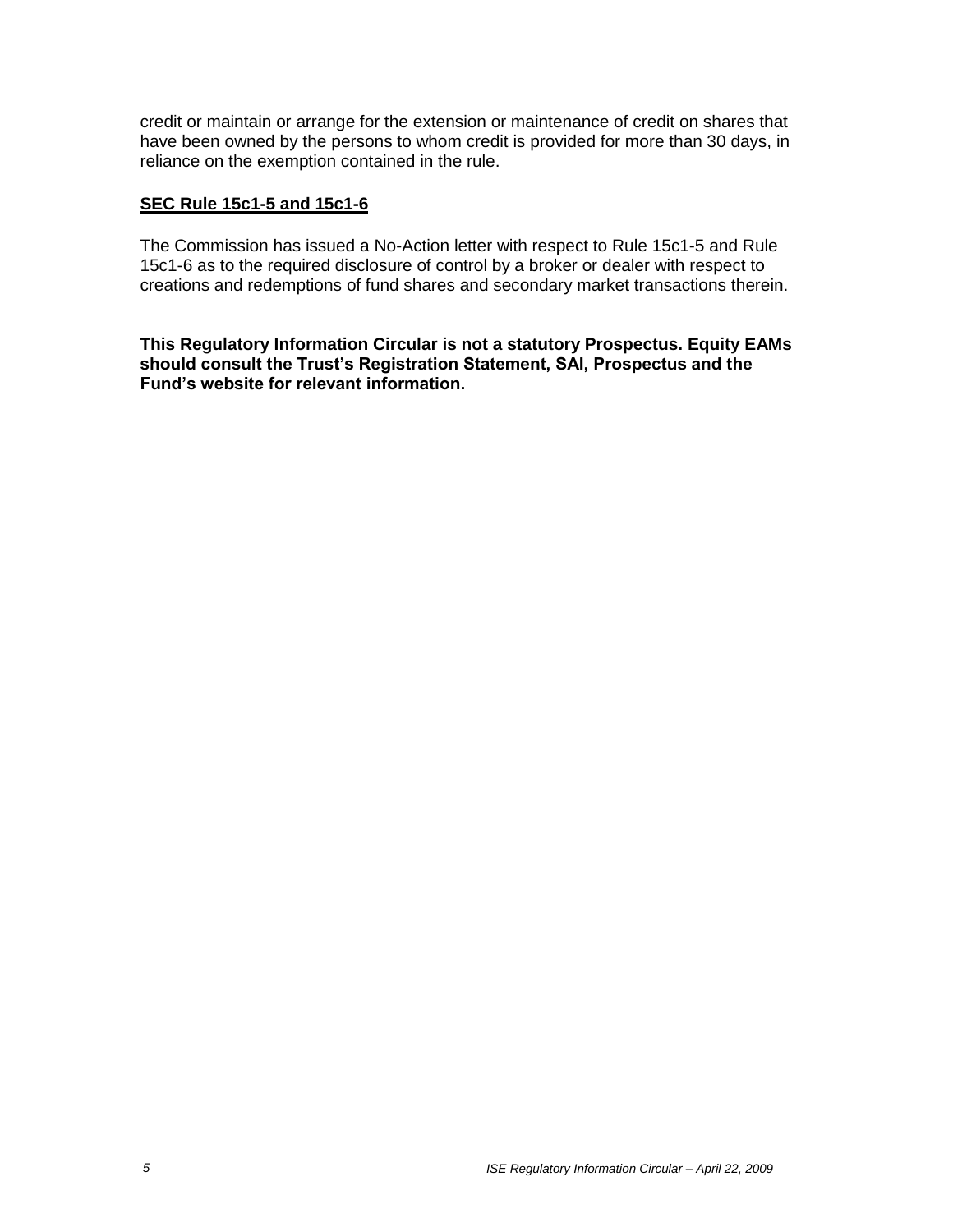credit or maintain or arrange for the extension or maintenance of credit on shares that have been owned by the persons to whom credit is provided for more than 30 days, in reliance on the exemption contained in the rule.

**SEC Rule 15c1-5 and 15c1-6**

The Commission has issued a No-Action letter with respect to Rule 15c1-5 and Rule 15c1-6 as to the required disclosure of control by a broker or dealer with respect to creations and redemptions of fund shares and secondary market transactions therein.

**This Regulatory Information Circular is not a statutory Prospectus. Equity EAMs should consult the Trust's Registration Statement, SAI, Prospectus and the Fund's website for relevant information.**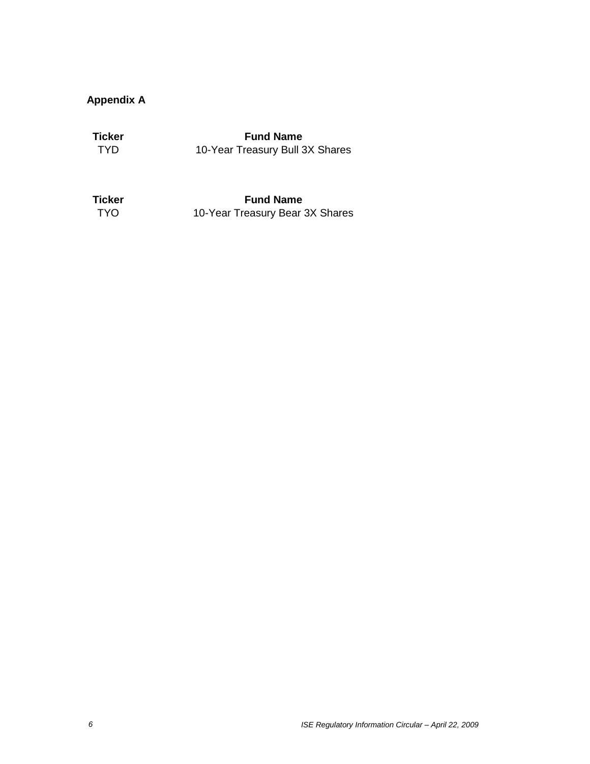**Appendix A**

| Ticker | Fund Name |
|---|---|
| TYD | 10-Year Treasury Bull 3X Shares |

| Ticker | Fund Name |
|---|---|
| TYO | 10-Year Treasury Bear 3X Shares |